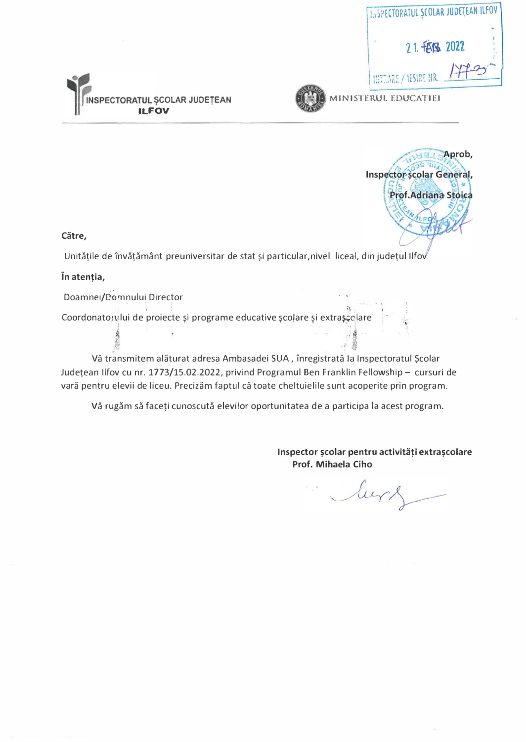INSPECTORATUL ȘCOLAR JUDEȚEAN ILFOV
21. FEB 2022
INTRARE / IEȘIRE NR. 1773

**INSPECTORATUL ȘCOLAR JUDEȚEAN ILFOV** — **MINISTERUL EDUCAȚIEI**

**Aprob,**
**Inspector școlar General,**
**Prof.Adriana Stoica**

**Către,**

Unitățile de învățământ preuniversitar de stat și particular,nivel liceal, din județul Ilfov

**În atenția,**

Doamnei/Domnului Director

Coordonatorului de proiecte și programe educative școlare și extrașcolare

Vă transmitem alăturat adresa Ambasadei SUA , înregistrată la Inspectoratul Școlar Județean Ilfov cu nr. 1773/15.02.2022, privind Programul Ben Franklin Fellowship – cursuri de vară pentru elevii de liceu. Precizăm faptul că toate cheltuielile sunt acoperite prin program.

Vă rugăm să faceți cunoscută elevilor oportunitatea de a participa la acest program.

**Inspector școlar pentru activități extrașcolare**
**Prof. Mihaela Ciho**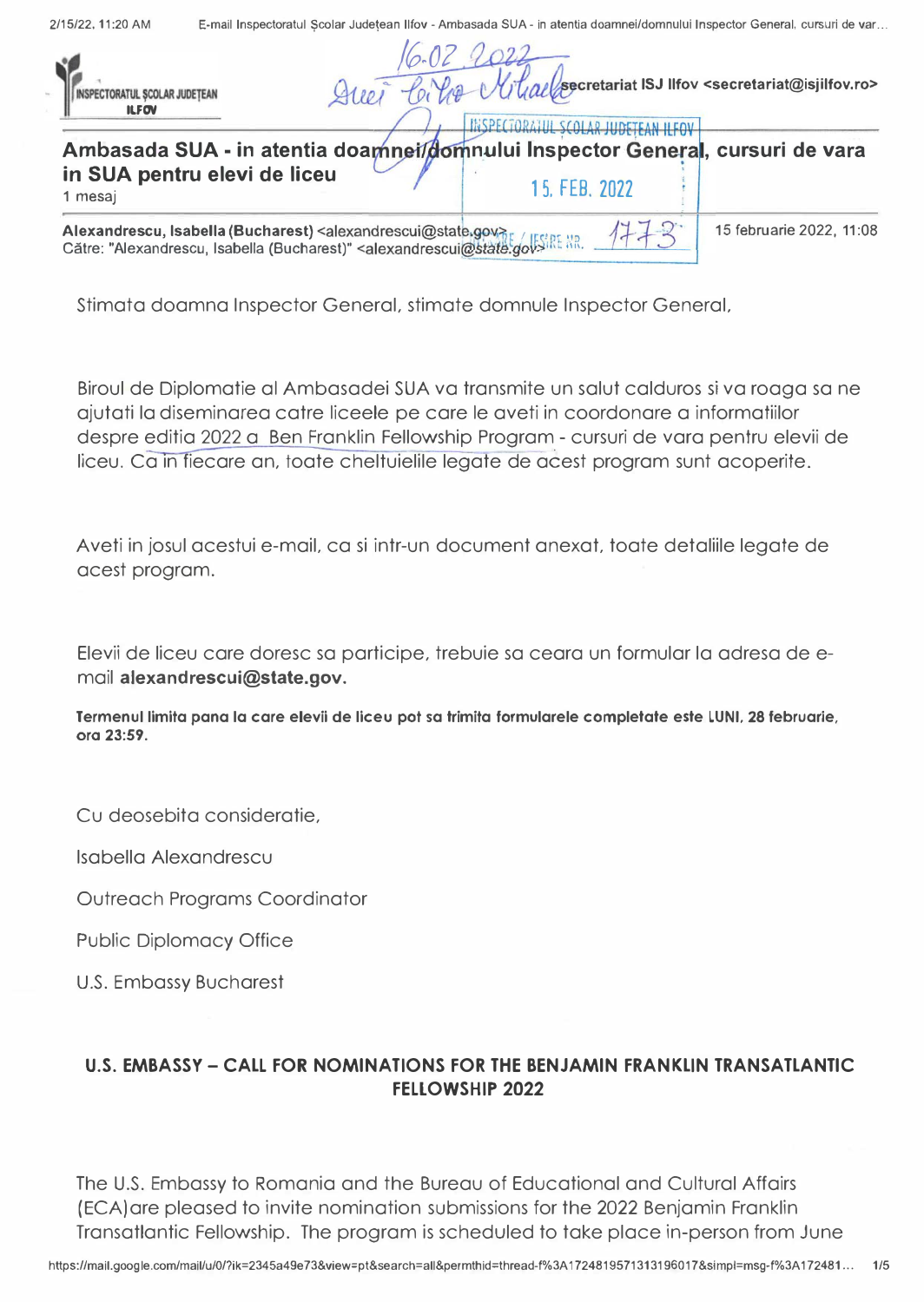INSPECTORATUL ȘCOLAR JUDEȚEAN ILFOV

secretariat ISJ Ilfov <secretariat@isjilfov.ro>

INSPECTORATUL ȘCOLAR JUDEȚEAN ILFOV
15. FEB. 2022
INTRARE / IEȘIRE NR. 1773

16.02.2022

## Ambasada SUA - in atentia doamnei/domnului Inspector General, cursuri de vara in SUA pentru elevi de liceu

1 mesaj

**Alexandrescu, Isabella (Bucharest)** <alexandrescui@state.gov> — 15 februarie 2022, 11:08
Către: "Alexandrescu, Isabella (Bucharest)" <alexandrescui@state.gov>

Stimata doamna Inspector General, stimate domnule Inspector General,

Biroul de Diplomatie al Ambasadei SUA va transmite un salut calduros si va roaga sa ne ajutati la diseminarea catre liceele pe care le aveti in coordonare a informatiilor despre editia 2022 a Ben Franklin Fellowship Program - cursuri de vara pentru elevii de liceu. Ca in fiecare an, toate cheltuielile legate de acest program sunt acoperite.

Aveti in josul acestui e-mail, ca si intr-un document anexat, toate detaliile legate de acest program.

Elevii de liceu care doresc sa participe, trebuie sa ceara un formular la adresa de e-mail **alexandrescui@state.gov.**

**Termenul limita pana la care elevii de liceu pot sa trimita formularele completate este LUNI, 28 februarie, ora 23:59.**

Cu deosebita consideratie,

Isabella Alexandrescu

Outreach Programs Coordinator

Public Diplomacy Office

U.S. Embassy Bucharest

### U.S. EMBASSY – CALL FOR NOMINATIONS FOR THE BENJAMIN FRANKLIN TRANSATLANTIC FELLOWSHIP 2022

The U.S. Embassy to Romania and the Bureau of Educational and Cultural Affairs (ECA)are pleased to invite nomination submissions for the 2022 Benjamin Franklin Transatlantic Fellowship. The program is scheduled to take place in-person from June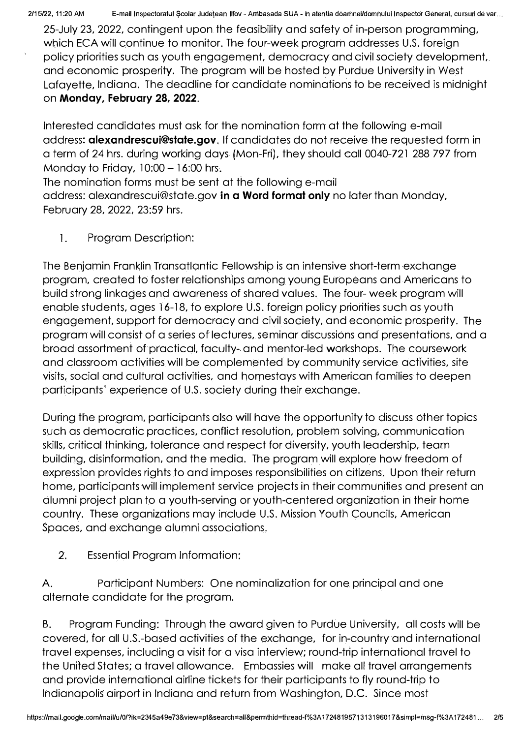25-July 23, 2022, contingent upon the feasibility and safety of in-person programming, which ECA will continue to monitor. The four-week program addresses U.S. foreign policy priorities such as youth engagement, democracy and civil society development, and economic prosperity. The program will be hosted by Purdue University in West Lafayette, Indiana. The deadline for candidate nominations to be received is midnight on **Monday, February 28, 2022**.

Interested candidates must ask for the nomination form at the following e-mail address: **alexandrescui@state.gov**. If candidates do not receive the requested form in a term of 24 hrs. during working days (Mon-Fri), they should call 0040-721 288 797 from Monday to Friday, 10:00 – 16:00 hrs.
The nomination forms must be sent at the following e-mail address: alexandrescui@state.gov **in a Word format only** no later than Monday, February 28, 2022, 23:59 hrs.

1. Program Description:

The Benjamin Franklin Transatlantic Fellowship is an intensive short-term exchange program, created to foster relationships among young Europeans and Americans to build strong linkages and awareness of shared values. The four- week program will enable students, ages 16-18, to explore U.S. foreign policy priorities such as youth engagement, support for democracy and civil society, and economic prosperity. The program will consist of a series of lectures, seminar discussions and presentations, and a broad assortment of practical, faculty- and mentor-led workshops. The coursework and classroom activities will be complemented by community service activities, site visits, social and cultural activities, and homestays with American families to deepen participants' experience of U.S. society during their exchange.

During the program, participants also will have the opportunity to discuss other topics such as democratic practices, conflict resolution, problem solving, communication skills, critical thinking, tolerance and respect for diversity, youth leadership, team building, disinformation, and the media. The program will explore how freedom of expression provides rights to and imposes responsibilities on citizens. Upon their return home, participants will implement service projects in their communities and present an alumni project plan to a youth-serving or youth-centered organization in their home country. These organizations may include U.S. Mission Youth Councils, American Spaces, and exchange alumni associations.

2. Essential Program Information:

A. Participant Numbers: One nominalization for one principal and one alternate candidate for the program.

B. Program Funding: Through the award given to Purdue University, all costs will be covered, for all U.S.-based activities of the exchange, for in-country and international travel expenses, including a visit for a visa interview; round-trip international travel to the United States; a travel allowance. Embassies will make all travel arrangements and provide international airline tickets for their participants to fly round-trip to Indianapolis airport in Indiana and return from Washington, D.C. Since most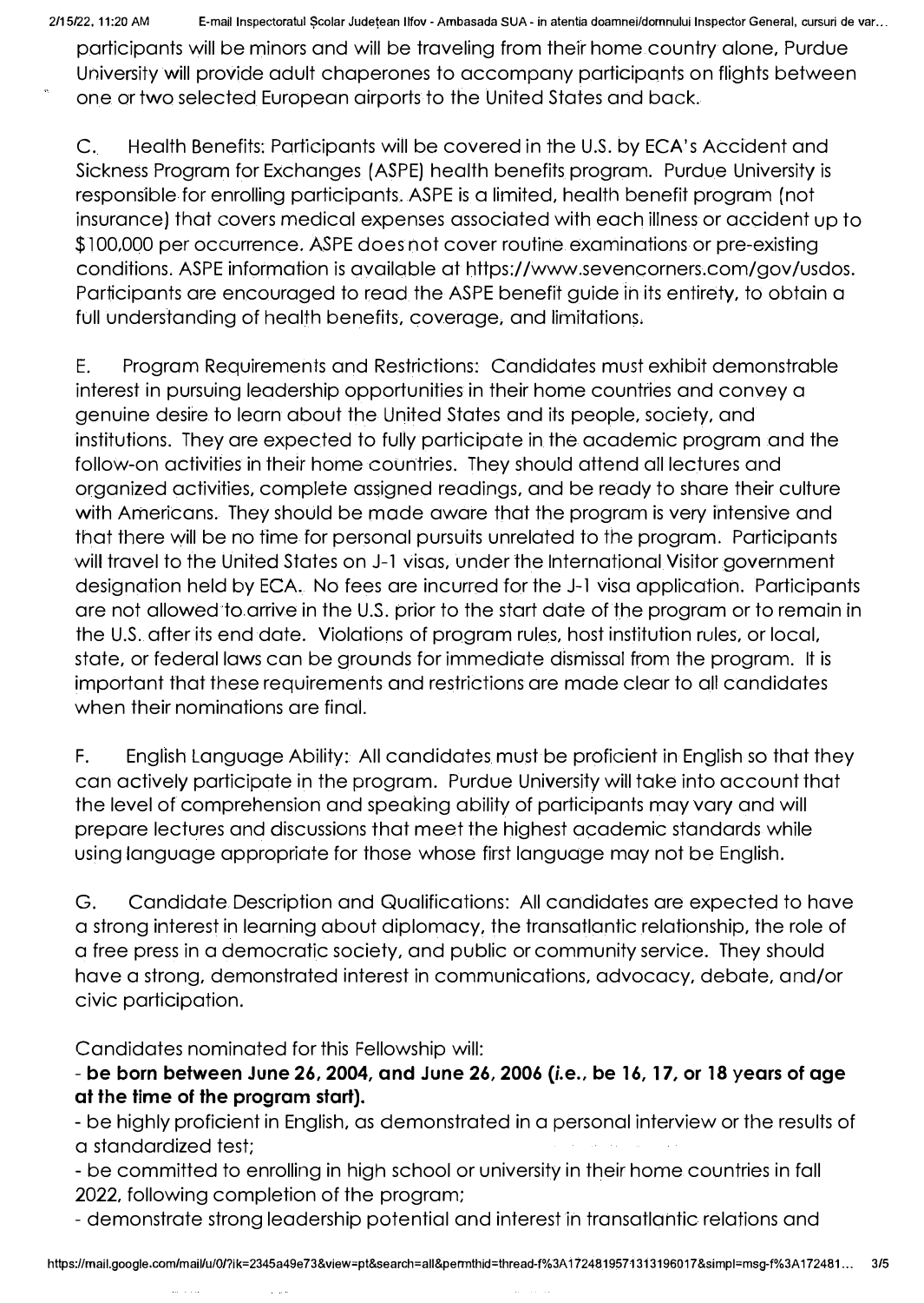participants will be minors and will be traveling from their home country alone, Purdue University will provide adult chaperones to accompany participants on flights between one or two selected European airports to the United States and back.

C. Health Benefits: Participants will be covered in the U.S. by ECA's Accident and Sickness Program for Exchanges (ASPE) health benefits program. Purdue University is responsible for enrolling participants. ASPE is a limited, health benefit program (not insurance) that covers medical expenses associated with each illness or accident up to $100,000 per occurrence. ASPE does not cover routine examinations or pre-existing conditions. ASPE information is available at https://www.sevencorners.com/gov/usdos. Participants are encouraged to read the ASPE benefit guide in its entirety, to obtain a full understanding of health benefits, coverage, and limitations.

E. Program Requirements and Restrictions: Candidates must exhibit demonstrable interest in pursuing leadership opportunities in their home countries and convey a genuine desire to learn about the United States and its people, society, and institutions. They are expected to fully participate in the academic program and the follow-on activities in their home countries. They should attend all lectures and organized activities, complete assigned readings, and be ready to share their culture with Americans. They should be made aware that the program is very intensive and that there will be no time for personal pursuits unrelated to the program. Participants will travel to the United States on J-1 visas, under the International Visitor government designation held by ECA. No fees are incurred for the J-1 visa application. Participants are not allowed to arrive in the U.S. prior to the start date of the program or to remain in the U.S. after its end date. Violations of program rules, host institution rules, or local, state, or federal laws can be grounds for immediate dismissal from the program. It is important that these requirements and restrictions are made clear to all candidates when their nominations are final.

F. English Language Ability: All candidates must be proficient in English so that they can actively participate in the program. Purdue University will take into account that the level of comprehension and speaking ability of participants may vary and will prepare lectures and discussions that meet the highest academic standards while using language appropriate for those whose first language may not be English.

G. Candidate Description and Qualifications: All candidates are expected to have a strong interest in learning about diplomacy, the transatlantic relationship, the role of a free press in a democratic society, and public or community service. They should have a strong, demonstrated interest in communications, advocacy, debate, and/or civic participation.

Candidates nominated for this Fellowship will:

- **be born between June 26, 2004, and June 26, 2006 (*i.e.*, be 16, 17, or 18 years of age at the time of the program start).**
- be highly proficient in English, as demonstrated in a personal interview or the results of a standardized test;
- be committed to enrolling in high school or university in their home countries in fall 2022, following completion of the program;
- demonstrate strong leadership potential and interest in transatlantic relations and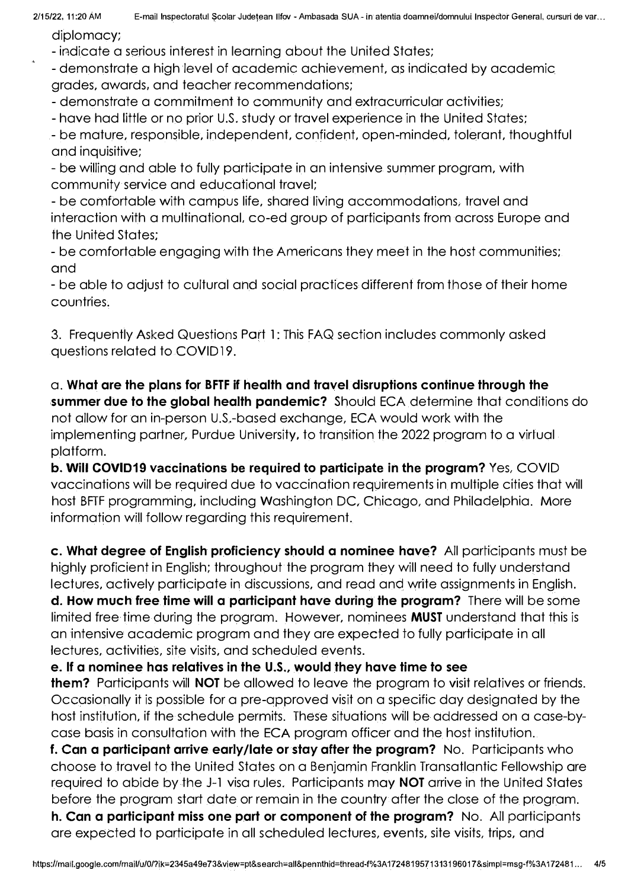diplomacy;

- indicate a serious interest in learning about the United States;
- demonstrate a high level of academic achievement, as indicated by academic grades, awards, and teacher recommendations;
- demonstrate a commitment to community and extracurricular activities;
- have had little or no prior U.S. study or travel experience in the United States;
- be mature, responsible, independent, confident, open-minded, tolerant, thoughtful and inquisitive;
- be willing and able to fully participate in an intensive summer program, with community service and educational travel;
- be comfortable with campus life, shared living accommodations, travel and interaction with a multinational, co-ed group of participants from across Europe and the United States;
- be comfortable engaging with the Americans they meet in the host communities; and
- be able to adjust to cultural and social practices different from those of their home countries.

3. Frequently Asked Questions Part 1: This FAQ section includes commonly asked questions related to COVID19.

a. **What are the plans for BFTF if health and travel disruptions continue through the summer due to the global health pandemic?** Should ECA determine that conditions do not allow for an in-person U.S.-based exchange, ECA would work with the implementing partner, Purdue University, to transition the 2022 program to a virtual platform.

b. **Will COVID19 vaccinations be required to participate in the program?** Yes, COVID vaccinations will be required due to vaccination requirements in multiple cities that will host BFTF programming, including Washington DC, Chicago, and Philadelphia. More information will follow regarding this requirement.

c. **What degree of English proficiency should a nominee have?** All participants must be highly proficient in English; throughout the program they will need to fully understand lectures, actively participate in discussions, and read and write assignments in English.

d. **How much free time will a participant have during the program?** There will be some limited free time during the program. However, nominees **MUST** understand that this is an intensive academic program and they are expected to fully participate in all lectures, activities, site visits, and scheduled events.

e. **If a nominee has relatives in the U.S., would they have time to see them?** Participants will **NOT** be allowed to leave the program to visit relatives or friends. Occasionally it is possible for a pre-approved visit on a specific day designated by the host institution, if the schedule permits. These situations will be addressed on a case-by-case basis in consultation with the ECA program officer and the host institution.

f. **Can a participant arrive early/late or stay after the program?** No. Participants who choose to travel to the United States on a Benjamin Franklin Transatlantic Fellowship are required to abide by the J-1 visa rules. Participants may **NOT** arrive in the United States before the program start date or remain in the country after the close of the program.

h. **Can a participant miss one part or component of the program?** No. All participants are expected to participate in all scheduled lectures, events, site visits, trips, and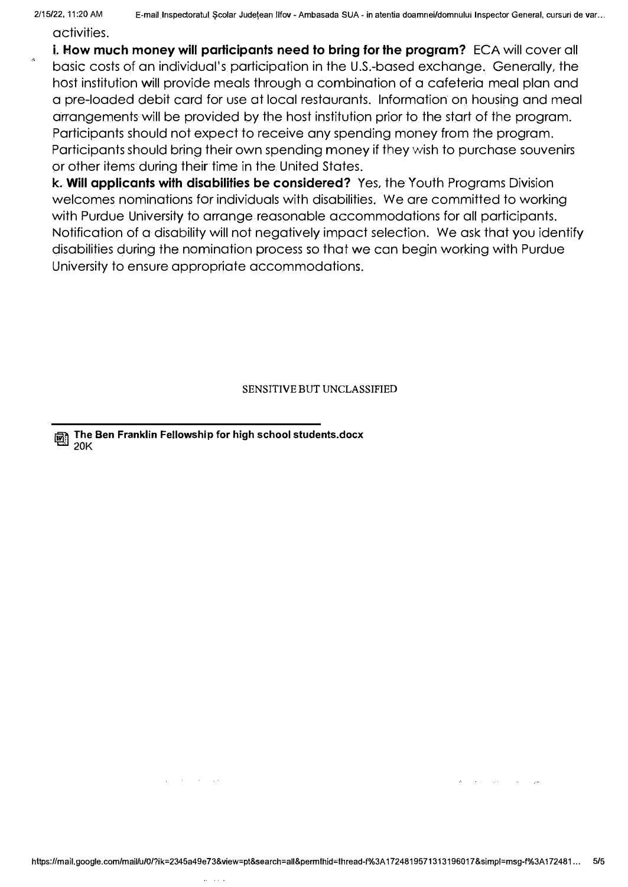activities.

**i. How much money will participants need to bring for the program?** ECA will cover all basic costs of an individual's participation in the U.S.-based exchange. Generally, the host institution will provide meals through a combination of a cafeteria meal plan and a pre-loaded debit card for use at local restaurants. Information on housing and meal arrangements will be provided by the host institution prior to the start of the program. Participants should not expect to receive any spending money from the program. Participants should bring their own spending money if they wish to purchase souvenirs or other items during their time in the United States.

**k. Will applicants with disabilities be considered?** Yes, the Youth Programs Division welcomes nominations for individuals with disabilities. We are committed to working with Purdue University to arrange reasonable accommodations for all participants. Notification of a disability will not negatively impact selection. We ask that you identify disabilities during the nomination process so that we can begin working with Purdue University to ensure appropriate accommodations.

SENSITIVE BUT UNCLASSIFIED

---

**The Ben Franklin Fellowship for high school students.docx**
20K